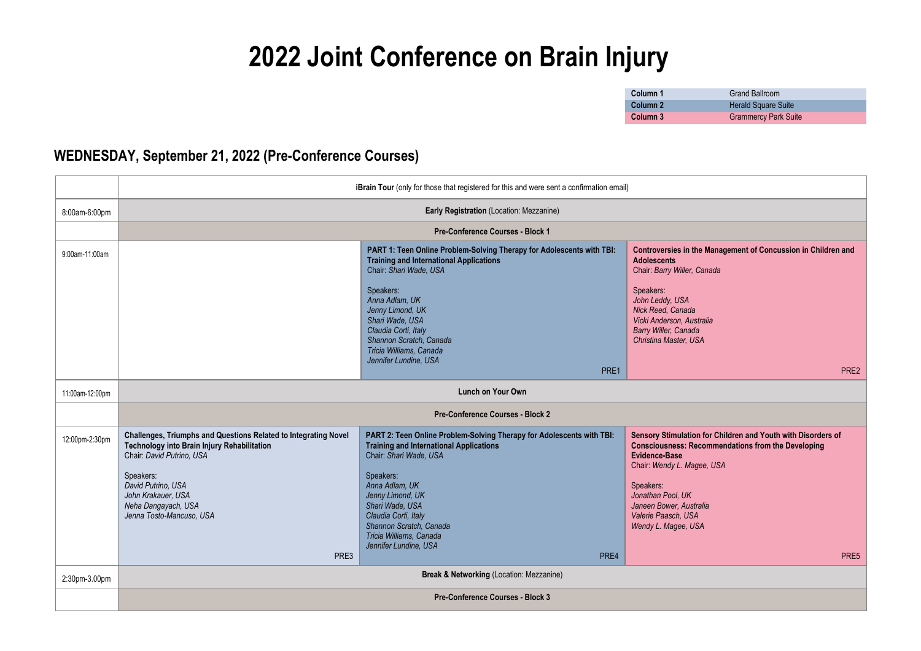# 2022 Joint Conference on Brain Injury

| | |
|---|---|
| **Column 1** | Grand Ballroom |
| **Column 2** | Herald Square Suite |
| **Column 3** | Grammercy Park Suite |

## WEDNESDAY, September 21, 2022 (Pre-Conference Courses)

| | Column 1 | Column 2 | Column 3 |
|---|---|---|---|
| | **iBrain Tour** (only for those that registered for this and were sent a confirmation email) | | |
| 8:00am-6:00pm | **Early Registration** (Location: Mezzanine) | | |
| | **Pre-Conference Courses - Block 1** | | |
| 9:00am-11:00am | | **PART 1: Teen Online Problem-Solving Therapy for Adolescents with TBI: Training and International Applications**<br>Chair: *Shari Wade, USA*<br><br>Speakers:<br>*Anna Adlam, UK*<br>*Jenny Limond, UK*<br>*Shari Wade, USA*<br>*Claudia Corti, Italy*<br>*Shannon Scratch, Canada*<br>*Tricia Williams, Canada*<br>*Jennifer Lundine, USA*<br>PRE1 | **Controversies in the Management of Concussion in Children and Adolescents**<br>Chair: *Barry Willer, Canada*<br><br>Speakers:<br>*John Leddy, USA*<br>*Nick Reed, Canada*<br>*Vicki Anderson, Australia*<br>*Barry Willer, Canada*<br>*Christina Master, USA*<br>PRE2 |
| 11:00am-12:00pm | **Lunch on Your Own** | | |
| | **Pre-Conference Courses - Block 2** | | |
| 12:00pm-2:30pm | **Challenges, Triumphs and Questions Related to Integrating Novel Technology into Brain Injury Rehabilitation**<br>Chair: *David Putrino, USA*<br><br>Speakers:<br>*David Putrino, USA*<br>*John Krakauer, USA*<br>*Neha Dangayach, USA*<br>*Jenna Tosto-Mancuso, USA*<br>PRE3 | **PART 2: Teen Online Problem-Solving Therapy for Adolescents with TBI: Training and International Applications**<br>Chair: *Shari Wade, USA*<br><br>Speakers:<br>*Anna Adlam, UK*<br>*Jenny Limond, UK*<br>*Shari Wade, USA*<br>*Claudia Corti, Italy*<br>*Shannon Scratch, Canada*<br>*Tricia Williams, Canada*<br>*Jennifer Lundine, USA*<br>PRE4 | **Sensory Stimulation for Children and Youth with Disorders of Consciousness: Recommendations from the Developing Evidence-Base**<br>Chair: *Wendy L. Magee, USA*<br><br>Speakers:<br>*Jonathan Pool, UK*<br>*Janeen Bower, Australia*<br>*Valerie Paasch, USA*<br>*Wendy L. Magee, USA*<br>PRE5 |
| 2:30pm-3.00pm | **Break & Networking** (Location: Mezzanine) | | |
| | **Pre-Conference Courses - Block 3** | | |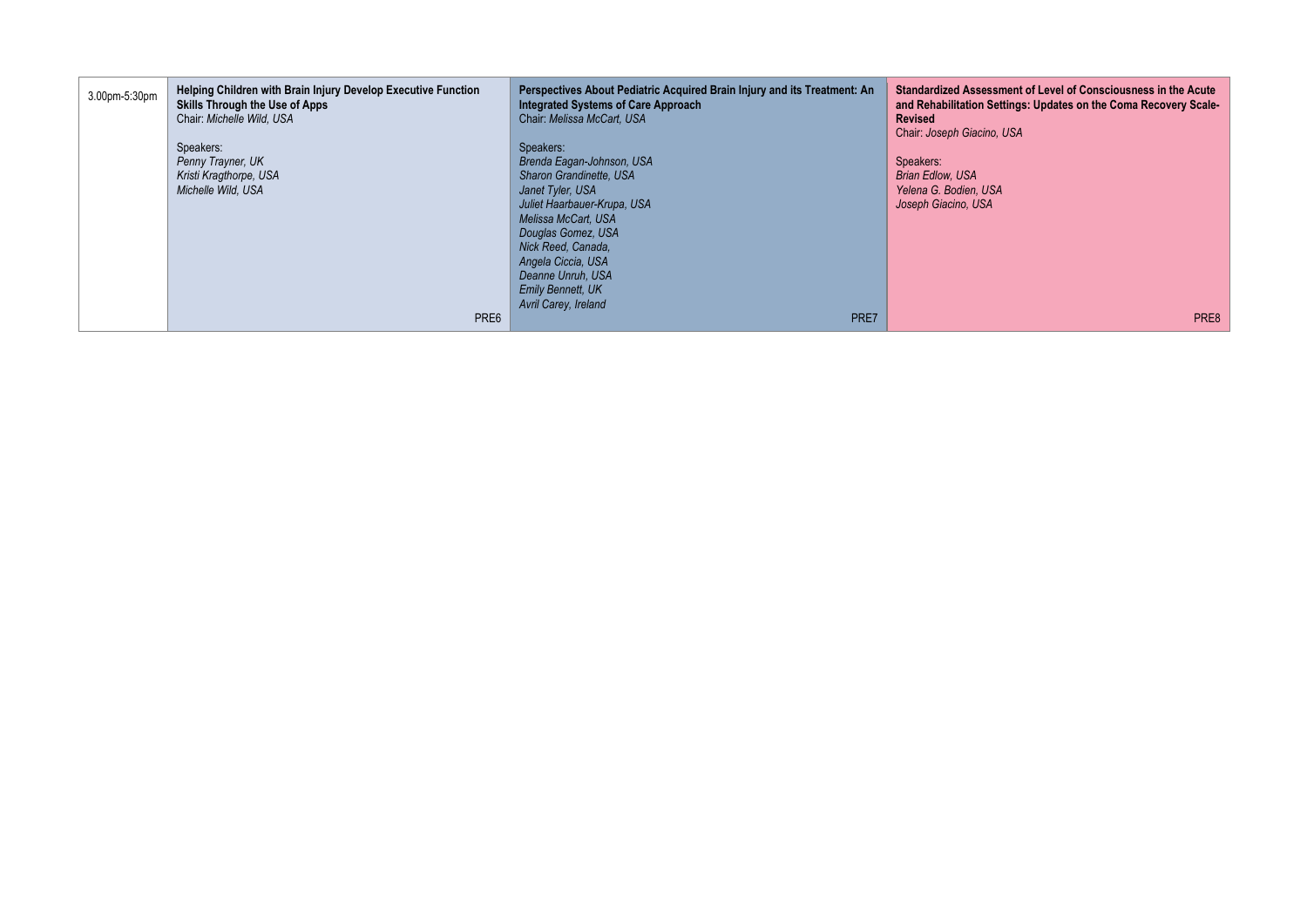| | | | |
|---|---|---|---|
| 3.00pm-5:30pm | **Helping Children with Brain Injury Develop Executive Function Skills Through the Use of Apps**<br>Chair: *Michelle Wild, USA*<br><br>Speakers:<br>*Penny Trayner, UK*<br>*Kristi Kragthorpe, USA*<br>*Michelle Wild, USA*<br><br>PRE6 | **Perspectives About Pediatric Acquired Brain Injury and its Treatment: An Integrated Systems of Care Approach**<br>Chair: *Melissa McCart, USA*<br><br>Speakers:<br>*Brenda Eagan-Johnson, USA*<br>*Sharon Grandinette, USA*<br>*Janet Tyler, USA*<br>*Juliet Haarbauer-Krupa, USA*<br>*Melissa McCart, USA*<br>*Douglas Gomez, USA*<br>*Nick Reed, Canada,*<br>*Angela Ciccia, USA*<br>*Deanne Unruh, USA*<br>*Emily Bennett, UK*<br>*Avril Carey, Ireland*<br><br>PRE7 | **Standardized Assessment of Level of Consciousness in the Acute and Rehabilitation Settings: Updates on the Coma Recovery Scale-Revised**<br>Chair: *Joseph Giacino, USA*<br><br>Speakers:<br>*Brian Edlow, USA*<br>*Yelena G. Bodien, USA*<br>*Joseph Giacino, USA*<br><br>PRE8 |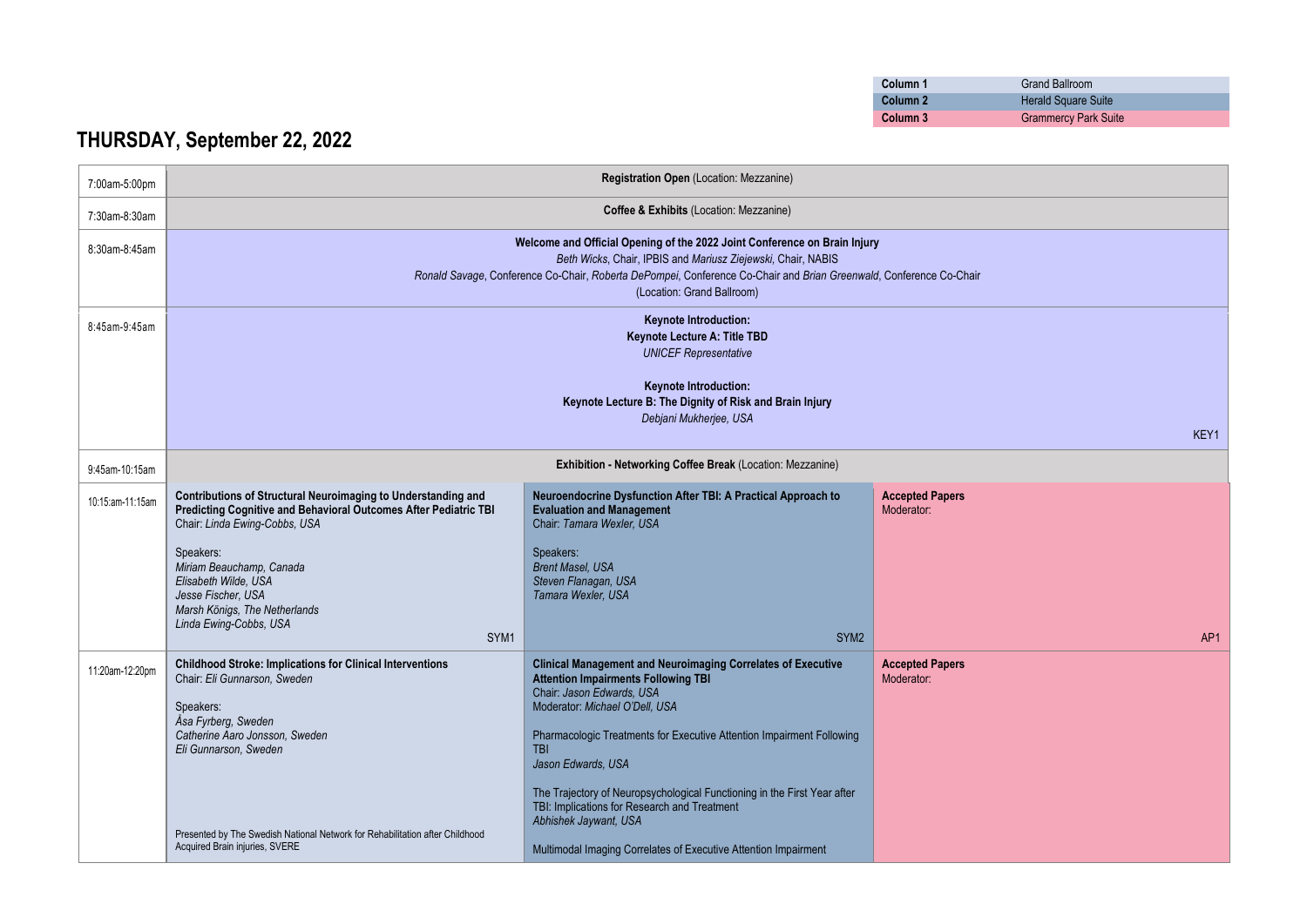| Column 1 | Grand Ballroom |
| --- | --- |
| Column 2 | Herald Square Suite |
| Column 3 | Grammercy Park Suite |

# THURSDAY, September 22, 2022

| Time | Column 1 | Column 2 | Column 3 |
| --- | --- | --- | --- |
| 7:00am-5:00pm | **Registration Open** (Location: Mezzanine) | | |
| 7:30am-8:30am | **Coffee & Exhibits** (Location: Mezzanine) | | |
| 8:30am-8:45am | **Welcome and Official Opening of the 2022 Joint Conference on Brain Injury**<br>*Beth Wicks*, Chair, IPBIS and *Mariusz Ziejewski*, Chair, NABIS<br>*Ronald Savage*, Conference Co-Chair, *Roberta DePompei*, Conference Co-Chair and *Brian Greenwald*, Conference Co-Chair<br>(Location: Grand Ballroom) | | |
| 8:45am-9:45am | **Keynote Introduction:**<br>**Keynote Lecture A: Title TBD**<br>*UNICEF Representative*<br><br>**Keynote Introduction:**<br>**Keynote Lecture B: The Dignity of Risk and Brain Injury**<br>*Debjani Mukherjee, USA*<br><br>KEY1 | | |
| 9:45am-10:15am | **Exhibition - Networking Coffee Break** (Location: Mezzanine) | | |
| 10:15:am-11:15am | **Contributions of Structural Neuroimaging to Understanding and Predicting Cognitive and Behavioral Outcomes After Pediatric TBI**<br>Chair: *Linda Ewing-Cobbs, USA*<br><br>Speakers:<br>*Miriam Beauchamp, Canada*<br>*Elisabeth Wilde, USA*<br>*Jesse Fischer, USA*<br>*Marsh Königs, The Netherlands*<br>*Linda Ewing-Cobbs, USA*<br><br>SYM1 | **Neuroendocrine Dysfunction After TBI: A Practical Approach to Evaluation and Management**<br>Chair: *Tamara Wexler, USA*<br><br>Speakers:<br>*Brent Masel, USA*<br>*Steven Flanagan, USA*<br>*Tamara Wexler, USA*<br><br>SYM2 | **Accepted Papers**<br>Moderator:<br><br>AP1 |
| 11:20am-12:20pm | **Childhood Stroke: Implications for Clinical Interventions**<br>Chair: *Eli Gunnarson, Sweden*<br><br>Speakers:<br>*Åsa Fyrberg, Sweden*<br>*Catherine Aaro Jonsson, Sweden*<br>*Eli Gunnarson, Sweden*<br><br>Presented by The Swedish National Network for Rehabilitation after Childhood Acquired Brain injuries, SVERE | **Clinical Management and Neuroimaging Correlates of Executive Attention Impairments Following TBI**<br>Chair: *Jason Edwards, USA*<br>Moderator: *Michael O'Dell, USA*<br><br>Pharmacologic Treatments for Executive Attention Impairment Following TBI<br>*Jason Edwards, USA*<br><br>The Trajectory of Neuropsychological Functioning in the First Year after TBI: Implications for Research and Treatment<br>*Abhishek Jaywant, USA*<br><br>Multimodal Imaging Correlates of Executive Attention Impairment | **Accepted Papers**<br>Moderator: |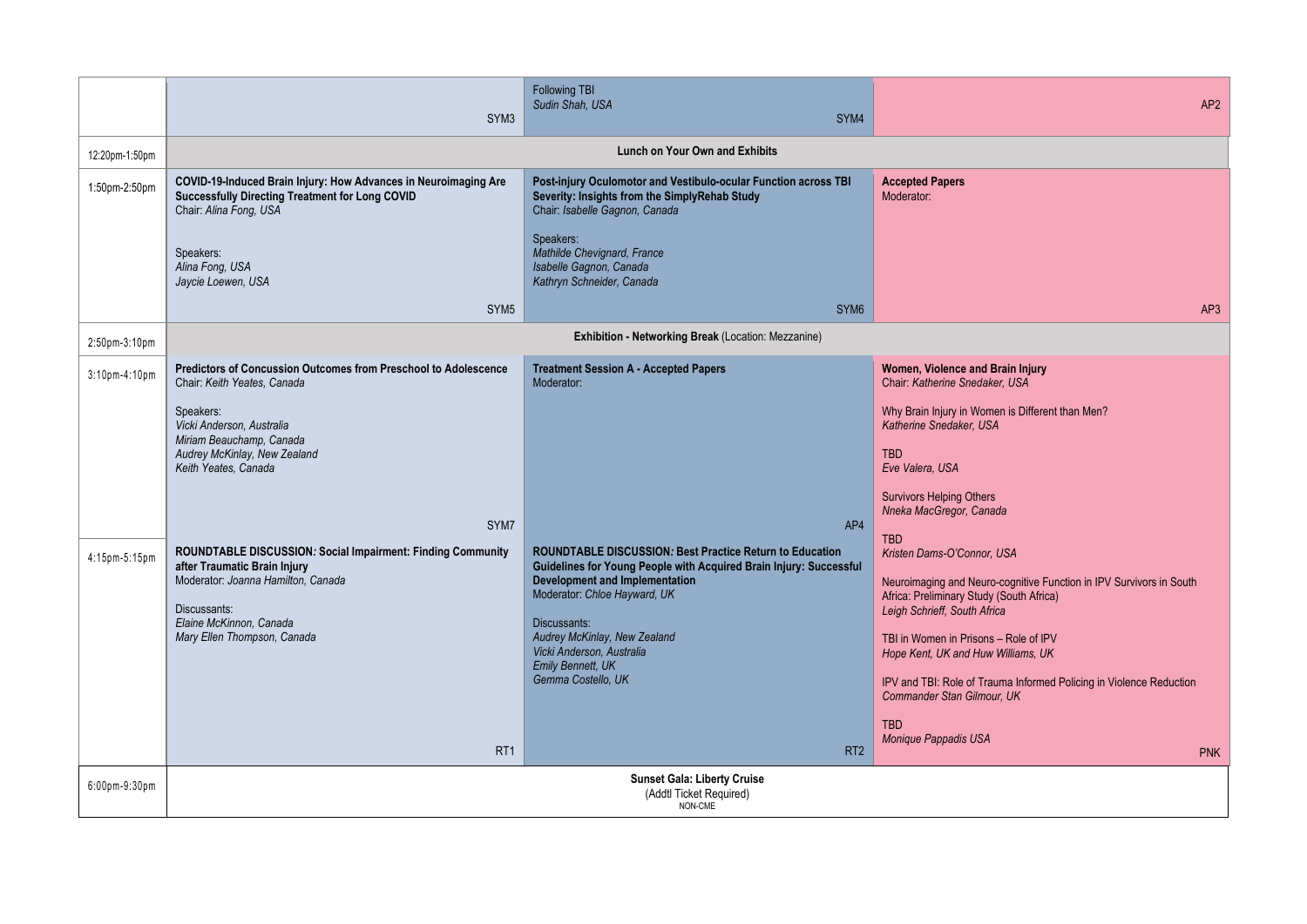| | | | |
|---|---|---|---|
| | SYM3 | Following TBI<br>*Sudin Shah, USA*<br>SYM4 | AP2 |
| 12:20pm-1:50pm | **Lunch on Your Own and Exhibits** | | |
| 1:50pm-2:50pm | **COVID-19-Induced Brain Injury: How Advances in Neuroimaging Are Successfully Directing Treatment for Long COVID**<br>Chair: *Alina Fong, USA*<br><br>Speakers:<br>*Alina Fong, USA*<br>*Jaycie Loewen, USA*<br>SYM5 | **Post-injury Oculomotor and Vestibulo-ocular Function across TBI Severity: Insights from the SimplyRehab Study**<br>Chair: *Isabelle Gagnon, Canada*<br><br>Speakers:<br>*Mathilde Chevignard, France*<br>*Isabelle Gagnon, Canada*<br>*Kathryn Schneider, Canada*<br>SYM6 | **Accepted Papers**<br>Moderator:<br>AP3 |
| 2:50pm-3:10pm | **Exhibition - Networking Break** (Location: Mezzanine) | | |
| 3:10pm-4:10pm | **Predictors of Concussion Outcomes from Preschool to Adolescence**<br>Chair: *Keith Yeates, Canada*<br><br>Speakers:<br>*Vicki Anderson, Australia*<br>*Miriam Beauchamp, Canada*<br>*Audrey McKinlay, New Zealand*<br>*Keith Yeates, Canada*<br>SYM7 | **Treatment Session A - Accepted Papers**<br>Moderator:<br>AP4 | **Women, Violence and Brain Injury**<br>Chair: *Katherine Snedaker, USA*<br><br>Why Brain Injury in Women is Different than Men?<br>*Katherine Snedaker, USA*<br><br>TBD<br>*Eve Valera, USA*<br><br>Survivors Helping Others<br>*Nneka MacGregor, Canada*<br><br>TBD<br>*Kristen Dams-O'Connor, USA*<br><br>Neuroimaging and Neuro-cognitive Function in IPV Survivors in South Africa: Preliminary Study (South Africa)<br>*Leigh Schrieff, South Africa*<br><br>TBI in Women in Prisons – Role of IPV<br>*Hope Kent, UK and Huw Williams, UK*<br><br>IPV and TBI: Role of Trauma Informed Policing in Violence Reduction<br>*Commander Stan Gilmour, UK*<br><br>TBD<br>*Monique Pappadis USA*<br>PNK |
| 4:15pm-5:15pm | **ROUNDTABLE DISCUSSION: Social Impairment: Finding Community after Traumatic Brain Injury**<br>Moderator: *Joanna Hamilton, Canada*<br><br>Discussants:<br>*Elaine McKinnon, Canada*<br>*Mary Ellen Thompson, Canada*<br>RT1 | **ROUNDTABLE DISCUSSION: Best Practice Return to Education Guidelines for Young People with Acquired Brain Injury: Successful Development and Implementation**<br>Moderator: *Chloe Hayward, UK*<br><br>Discussants:<br>*Audrey McKinlay, New Zealand*<br>*Vicki Anderson, Australia*<br>*Emily Bennett, UK*<br>*Gemma Costello, UK*<br>RT2 | |
| 6:00pm-9:30pm | **Sunset Gala: Liberty Cruise**<br>(Addtl Ticket Required)<br>NON-CME | | |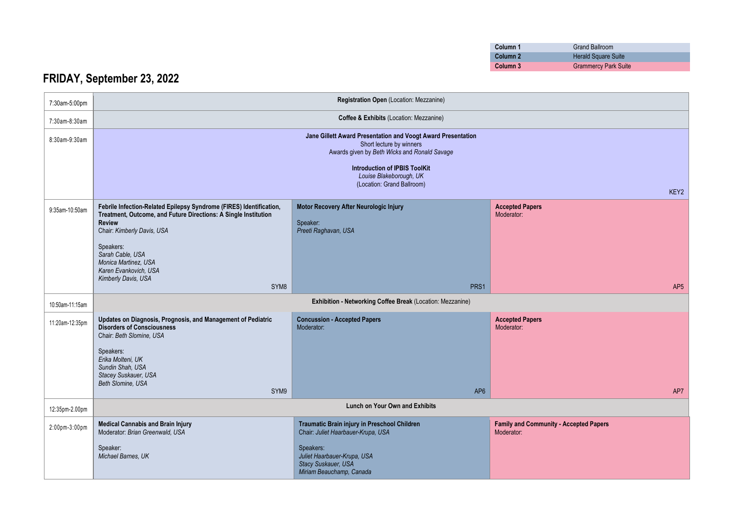| Column 1 | Grand Ballroom |
| --- | --- |
| Column 2 | Herald Square Suite |
| Column 3 | Grammercy Park Suite |

# FRIDAY, September 23, 2022

| Time | Column 1 | Column 2 | Column 3 |
| --- | --- | --- | --- |
| 7:30am-5:00pm | **Registration Open** (Location: Mezzanine) | | |
| 7:30am-8:30am | **Coffee & Exhibits** (Location: Mezzanine) | | |
| 8:30am-9:30am | **Jane Gillett Award Presentation and Voogt Award Presentation**<br>Short lecture by winners<br>Awards given by *Beth Wicks* and *Ronald Savage*<br><br>**Introduction of IPBIS ToolKit**<br>*Louise Blakeborough, UK*<br>(Location: Grand Ballroom)<br><br>KEY2 | | |
| 9:35am-10:50am | **Febrile Infection-Related Epilepsy Syndrome (FIRES) Identification, Treatment, Outcome, and Future Directions: A Single Institution Review**<br>Chair: *Kimberly Davis, USA*<br><br>Speakers:<br>*Sarah Cable, USA*<br>*Monica Martinez, USA*<br>*Karen Evankovich, USA*<br>*Kimberly Davis, USA*<br><br>SYM8 | **Motor Recovery After Neurologic Injury**<br><br>Speaker:<br>*Preeti Raghavan, USA*<br><br>PRS1 | **Accepted Papers**<br>Moderator:<br><br>AP5 |
| 10:50am-11:15am | **Exhibition - Networking Coffee Break** (Location: Mezzanine) | | |
| 11:20am-12:35pm | **Updates on Diagnosis, Prognosis, and Management of Pediatric Disorders of Consciousness**<br>Chair: *Beth Slomine, USA*<br><br>Speakers:<br>*Erika Molteni, UK*<br>*Sundin Shah, USA*<br>*Stacey Suskauer, USA*<br>*Beth Slomine, USA*<br><br>SYM9 | **Concussion - Accepted Papers**<br>Moderator:<br><br>AP6 | **Accepted Papers**<br>Moderator:<br><br>AP7 |
| 12:35pm-2.00pm | **Lunch on Your Own and Exhibits** | | |
| 2:00pm-3:00pm | **Medical Cannabis and Brain Injury**<br>Moderator: *Brian Greenwald, USA*<br><br>Speaker:<br>*Michael Barnes, UK* | **Traumatic Brain injury in Preschool Children**<br>Chair: *Juliet Haarbauer-Krupa, USA*<br><br>Speakers:<br>*Juliet Haarbauer-Krupa, USA*<br>*Stacy Suskauer, USA*<br>*Miriam Beauchamp, Canada* | **Family and Community - Accepted Papers**<br>Moderator: |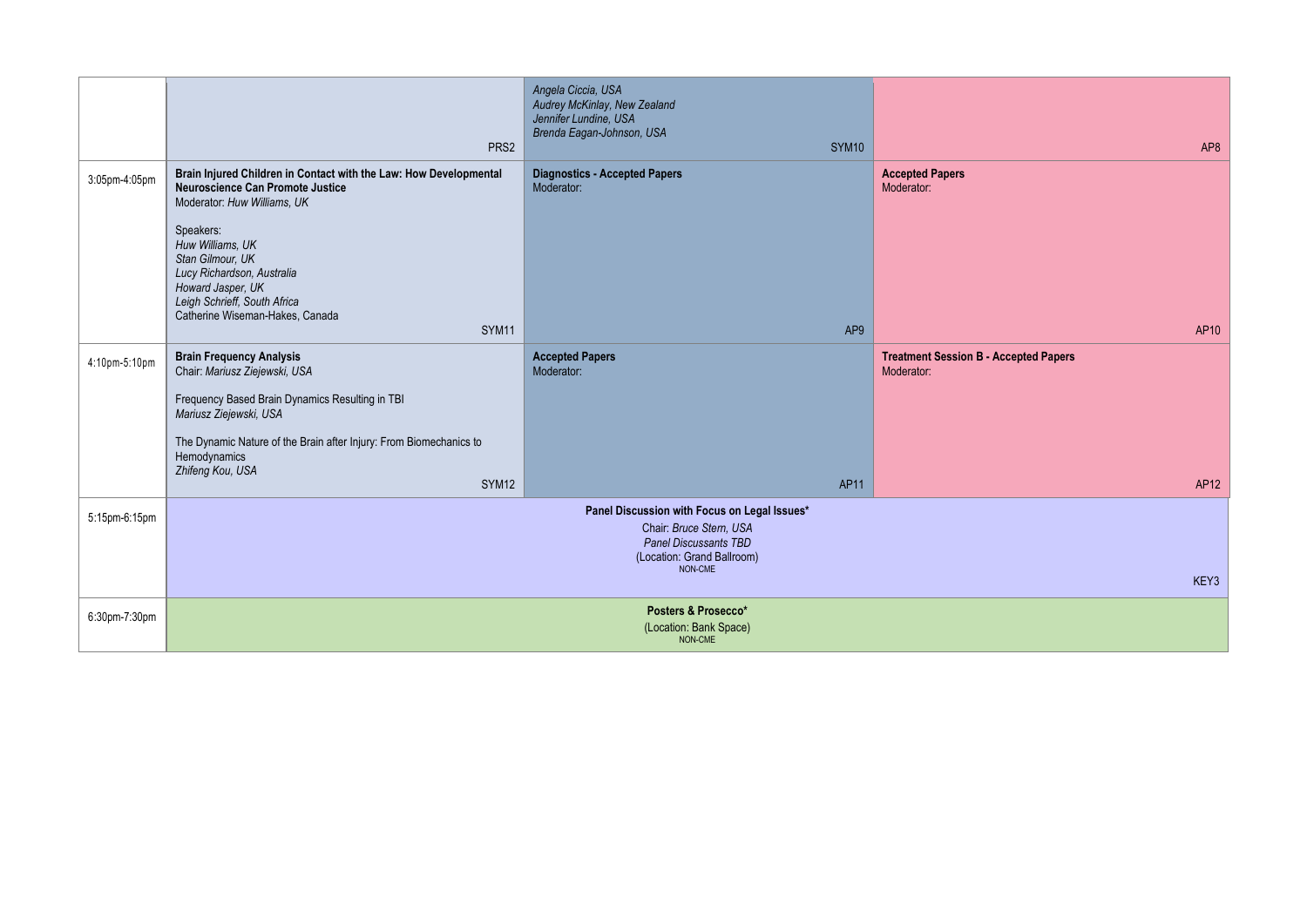| | | | |
|---|---|---|---|
| | PRS2 | *Angela Ciccia, USA*<br>*Audrey McKinlay, New Zealand*<br>*Jennifer Lundine, USA*<br>*Brenda Eagan-Johnson, USA*<br>SYM10 | AP8 |
| 3:05pm-4:05pm | **Brain Injured Children in Contact with the Law: How Developmental Neuroscience Can Promote Justice**<br>Moderator: *Huw Williams, UK*<br><br>Speakers:<br>*Huw Williams, UK*<br>*Stan Gilmour, UK*<br>*Lucy Richardson, Australia*<br>*Howard Jasper, UK*<br>*Leigh Schrieff, South Africa*<br>Catherine Wiseman-Hakes, Canada<br>SYM11 | **Diagnostics - Accepted Papers**<br>Moderator:<br>AP9 | **Accepted Papers**<br>Moderator:<br>AP10 |
| 4:10pm-5:10pm | **Brain Frequency Analysis**<br>Chair: *Mariusz Ziejewski, USA*<br><br>Frequency Based Brain Dynamics Resulting in TBI<br>*Mariusz Ziejewski, USA*<br><br>The Dynamic Nature of the Brain after Injury: From Biomechanics to Hemodynamics<br>*Zhifeng Kou, USA*<br>SYM12 | **Accepted Papers**<br>Moderator:<br>AP11 | **Treatment Session B - Accepted Papers**<br>Moderator:<br>AP12 |
| 5:15pm-6:15pm | **Panel Discussion with Focus on Legal Issues***<br>Chair: *Bruce Stern, USA*<br>*Panel Discussants TBD*<br>(Location: Grand Ballroom)<br>NON-CME<br>KEY3 | | |
| 6:30pm-7:30pm | **Posters & Prosecco***<br>(Location: Bank Space)<br>NON-CME | | |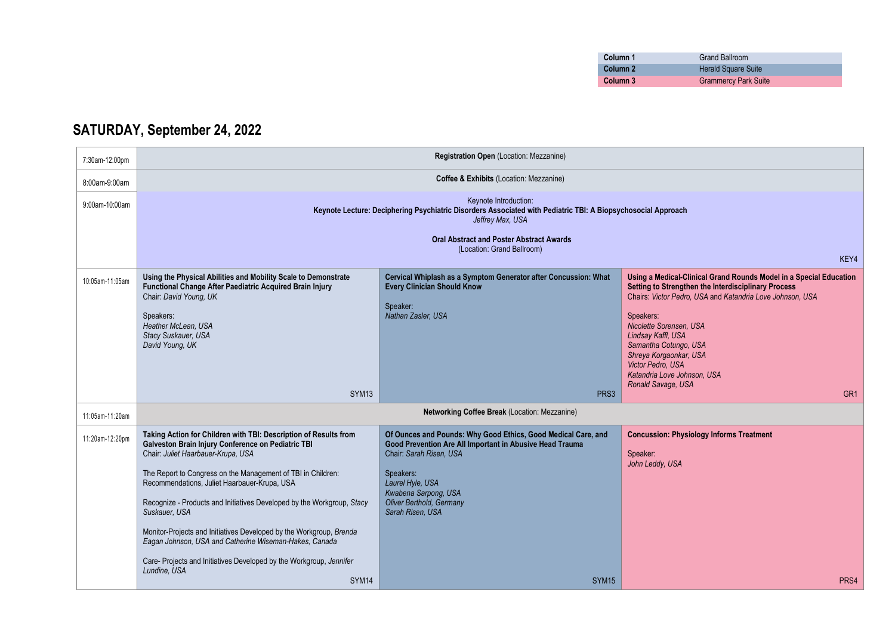| Column 1 | Grand Ballroom |
| --- | --- |
| Column 2 | Herald Square Suite |
| Column 3 | Grammercy Park Suite |

## SATURDAY, September 24, 2022

| Time | Column 1 | Column 2 | Column 3 |
| --- | --- | --- | --- |
| 7:30am-12:00pm | **Registration Open** (Location: Mezzanine) | | |
| 8:00am-9:00am | **Coffee & Exhibits** (Location: Mezzanine) | | |
| 9:00am-10:00am | Keynote Introduction:<br>**Keynote Lecture: Deciphering Psychiatric Disorders Associated with Pediatric TBI: A Biopsychosocial Approach**<br>*Jeffrey Max, USA*<br><br>**Oral Abstract and Poster Abstract Awards**<br>(Location: Grand Ballroom)<br><br>KEY4 | | |
| 10:05am-11:05am | **Using the Physical Abilities and Mobility Scale to Demonstrate Functional Change After Paediatric Acquired Brain Injury**<br>Chair: *David Young, UK*<br><br>Speakers:<br>*Heather McLean, USA*<br>*Stacy Suskauer, USA*<br>*David Young, UK*<br><br>SYM13 | **Cervical Whiplash as a Symptom Generator after Concussion: What Every Clinician Should Know**<br><br>Speaker:<br>*Nathan Zasler, USA*<br><br>PRS3 | **Using a Medical-Clinical Grand Rounds Model in a Special Education Setting to Strengthen the Interdisciplinary Process**<br>Chairs: *Victor Pedro, USA* and *Katandria Love Johnson, USA*<br><br>Speakers:<br>*Nicolette Sorensen, USA*<br>*Lindsay Kaffl, USA*<br>*Samantha Cotungo, USA*<br>*Shreya Korgaonkar, USA*<br>*Victor Pedro, USA*<br>*Katandria Love Johnson, USA*<br>*Ronald Savage, USA*<br><br>GR1 |
| 11:05am-11:20am | **Networking Coffee Break** (Location: Mezzanine) | | |
| 11:20am-12:20pm | **Taking Action for Children with TBI: Description of Results from Galveston Brain Injury Conference on Pediatric TBI**<br>Chair: *Juliet Haarbauer-Krupa, USA*<br><br>The Report to Congress on the Management of TBI in Children: Recommendations, Juliet Haarbauer-Krupa, USA<br><br>Recognize - Products and Initiatives Developed by the Workgroup, *Stacy Suskauer, USA*<br><br>Monitor-Projects and Initiatives Developed by the Workgroup, *Brenda Eagan Johnson, USA and Catherine Wiseman-Hakes, Canada*<br><br>Care- Projects and Initiatives Developed by the Workgroup, *Jennifer Lundine, USA*<br><br>SYM14 | **Of Ounces and Pounds: Why Good Ethics, Good Medical Care, and Good Prevention Are All Important in Abusive Head Trauma**<br>Chair: *Sarah Risen, USA*<br><br>Speakers:<br>*Laurel Hyle, USA*<br>*Kwabena Sarpong, USA*<br>*Oliver Berthold, Germany*<br>*Sarah Risen, USA*<br><br>SYM15 | **Concussion: Physiology Informs Treatment**<br><br>Speaker:<br>*John Leddy, USA*<br><br>PRS4 |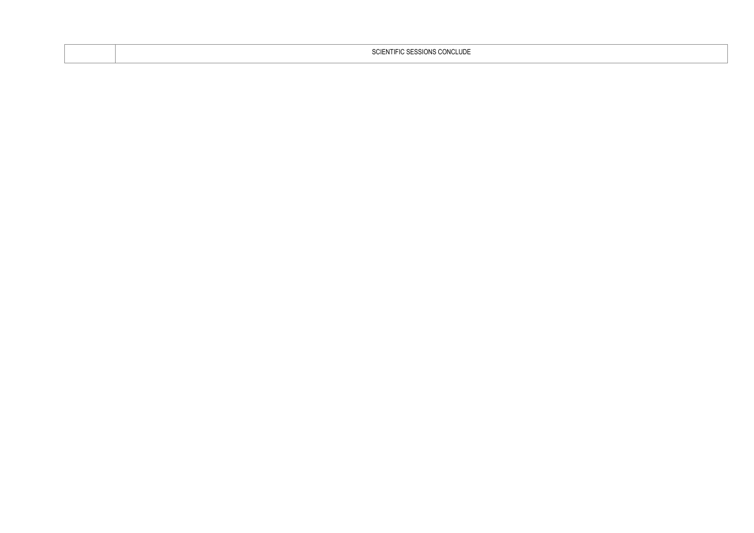| | |
|---|---|
| | SCIENTIFIC SESSIONS CONCLUDE |